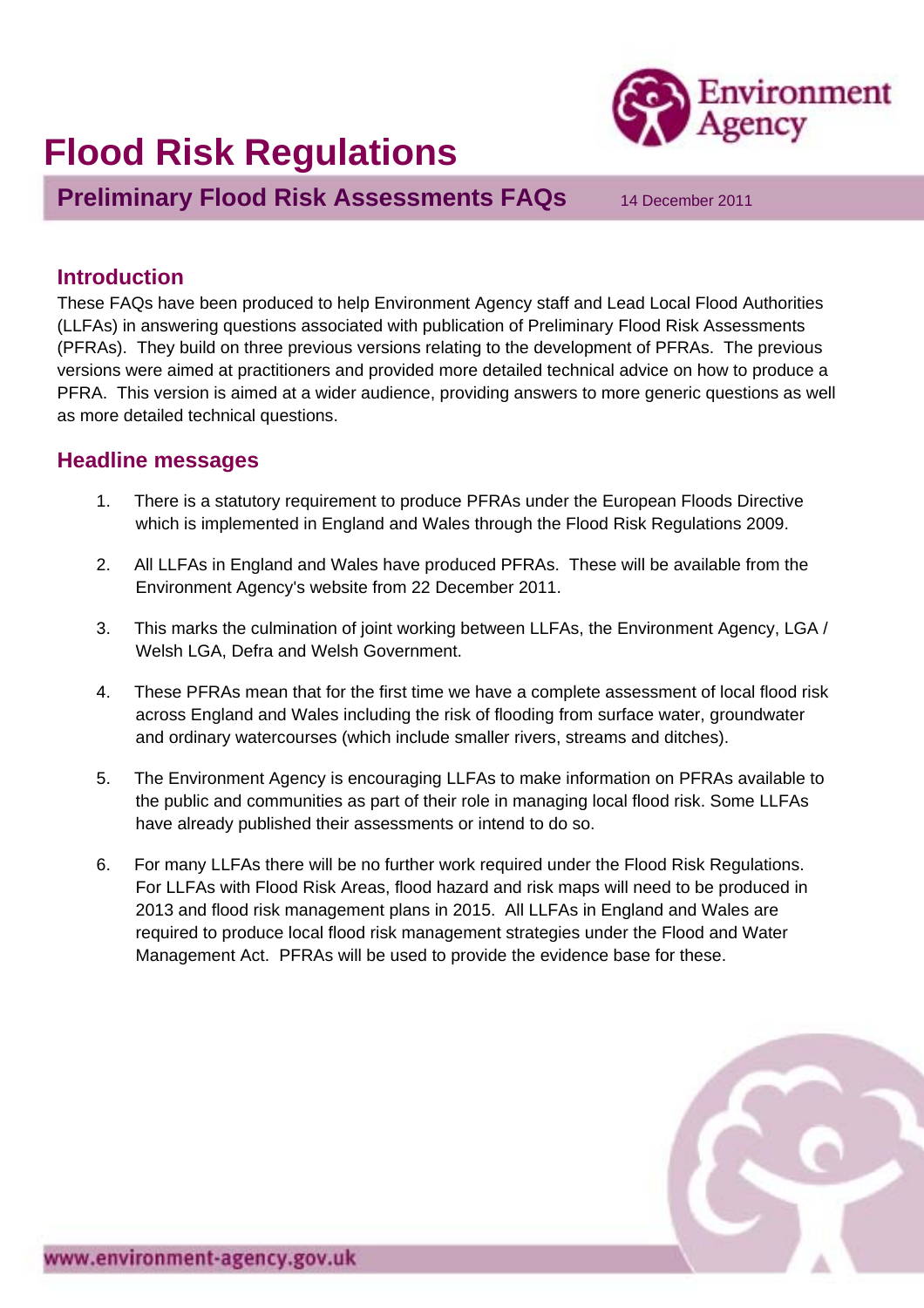# Flood Risk Regulations

## Preliminary Flood Risk Assessments FAQs

14 December 2011

### Introduction

These FAQs have been produced to help Environment Agency staff and Lead Local Flood Authorities (LLFAs) in answering questions associated with publication of Preliminary Flood Risk Assessments (PFRAs). They build on three previous versions relating to the development of PFRAs. The previous versions were aimed at practitioners and provided more detailed technical advice on how to produce a PFRA. This version is aimed at a wider audience, providing answers to more generic questions as well as more detailed technical questions.

### Headline messages

1. There is a statutory requirement to produce PFRAs under the European Floods Directive which is implemented in England and Wales through the Flood Risk Regulations 2009.

2. All LLFAs in England and Wales have produced PFRAs. These will be available from the Environment Agency's website from 22 December 2011.

3. This marks the culmination of joint working between LLFAs, the Environment Agency, LGA / Welsh LGA, Defra and Welsh Government.

4. These PFRAs mean that for the first time we have a complete assessment of local flood risk across England and Wales including the risk of flooding from surface water, groundwater and ordinary watercourses (which include smaller rivers, streams and ditches).

5. The Environment Agency is encouraging LLFAs to make information on PFRAs available to the public and communities as part of their role in managing local flood risk. Some LLFAs have already published their assessments or intend to do so.

6. For many LLFAs there will be no further work required under the Flood Risk Regulations. For LLFAs with Flood Risk Areas, flood hazard and risk maps will need to be produced in 2013 and flood risk management plans in 2015. All LLFAs in England and Wales are required to produce local flood risk management strategies under the Flood and Water Management Act. PFRAs will be used to provide the evidence base for these.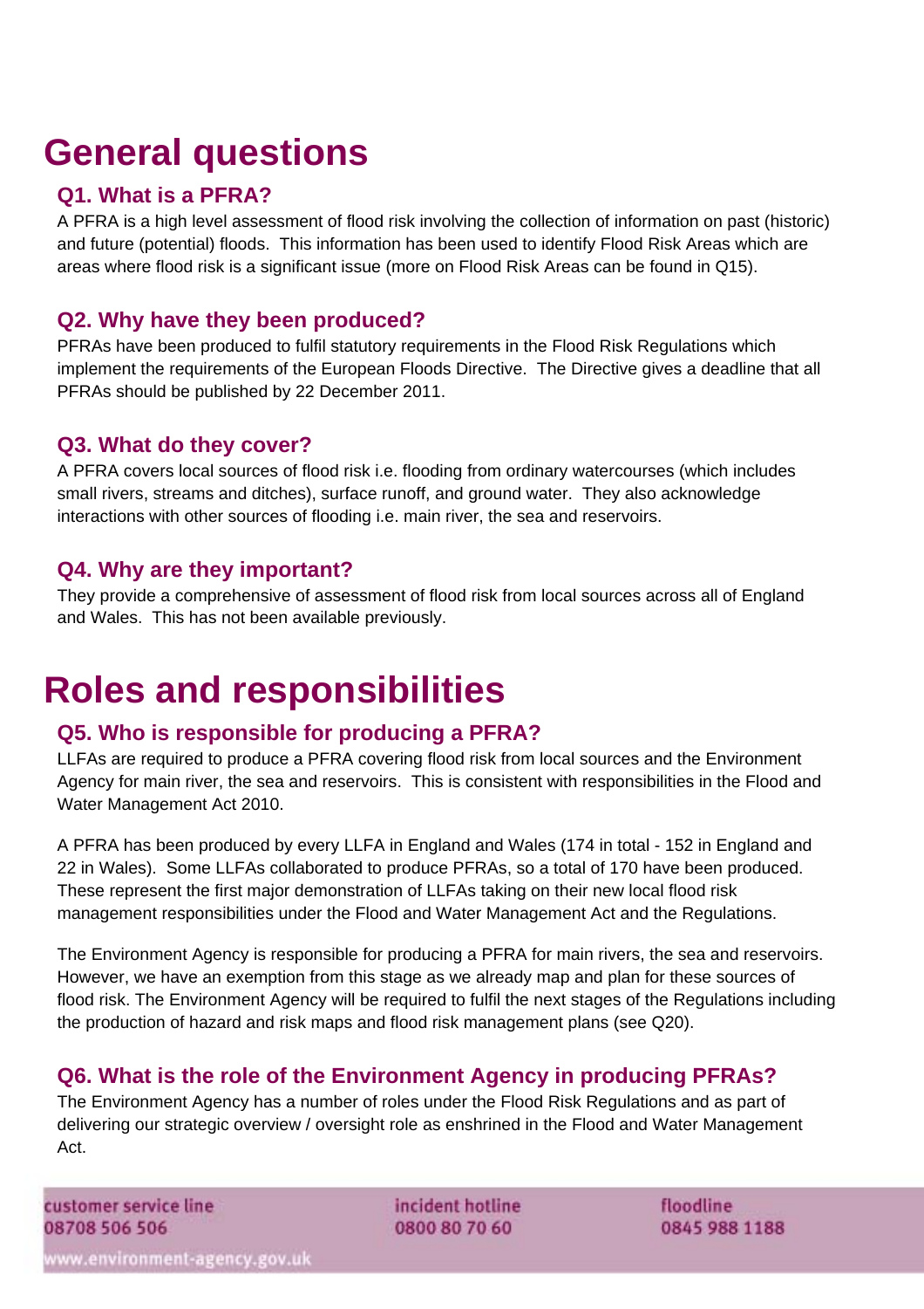# General questions

## Q1. What is a PFRA?

A PFRA is a high level assessment of flood risk involving the collection of information on past (historic) and future (potential) floods. This information has been used to identify Flood Risk Areas which are areas where flood risk is a significant issue (more on Flood Risk Areas can be found in Q15).

## Q2. Why have they been produced?

PFRAs have been produced to fulfil statutory requirements in the Flood Risk Regulations which implement the requirements of the European Floods Directive. The Directive gives a deadline that all PFRAs should be published by 22 December 2011.

## Q3. What do they cover?

A PFRA covers local sources of flood risk i.e. flooding from ordinary watercourses (which includes small rivers, streams and ditches), surface runoff, and ground water. They also acknowledge interactions with other sources of flooding i.e. main river, the sea and reservoirs.

## Q4. Why are they important?

They provide a comprehensive of assessment of flood risk from local sources across all of England and Wales. This has not been available previously.

# Roles and responsibilities

## Q5. Who is responsible for producing a PFRA?

LLFAs are required to produce a PFRA covering flood risk from local sources and the Environment Agency for main river, the sea and reservoirs. This is consistent with responsibilities in the Flood and Water Management Act 2010.

A PFRA has been produced by every LLFA in England and Wales (174 in total - 152 in England and 22 in Wales). Some LLFAs collaborated to produce PFRAs, so a total of 170 have been produced. These represent the first major demonstration of LLFAs taking on their new local flood risk management responsibilities under the Flood and Water Management Act and the Regulations.

The Environment Agency is responsible for producing a PFRA for main rivers, the sea and reservoirs. However, we have an exemption from this stage as we already map and plan for these sources of flood risk. The Environment Agency will be required to fulfil the next stages of the Regulations including the production of hazard and risk maps and flood risk management plans (see Q20).

## Q6. What is the role of the Environment Agency in producing PFRAs?

The Environment Agency has a number of roles under the Flood Risk Regulations and as part of delivering our strategic overview / oversight role as enshrined in the Flood and Water Management Act.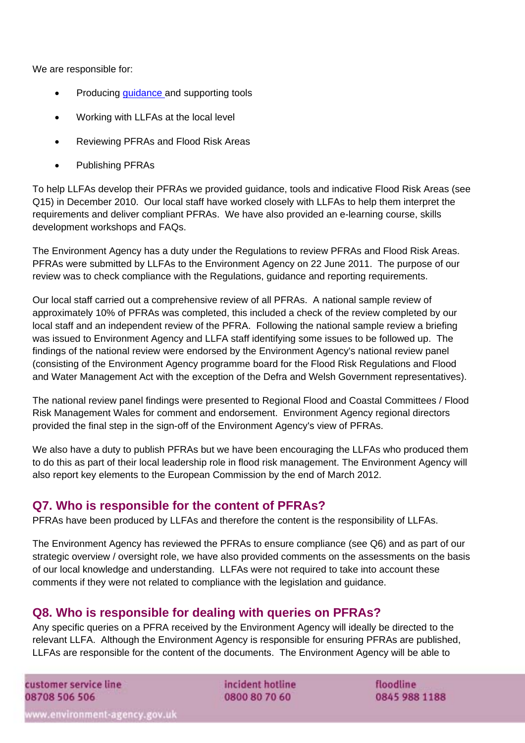We are responsible for:

- Producing guidance and supporting tools
- Working with LLFAs at the local level
- Reviewing PFRAs and Flood Risk Areas
- Publishing PFRAs

To help LLFAs develop their PFRAs we provided guidance, tools and indicative Flood Risk Areas (see Q15) in December 2010. Our local staff have worked closely with LLFAs to help them interpret the requirements and deliver compliant PFRAs. We have also provided an e-learning course, skills development workshops and FAQs.

The Environment Agency has a duty under the Regulations to review PFRAs and Flood Risk Areas. PFRAs were submitted by LLFAs to the Environment Agency on 22 June 2011. The purpose of our review was to check compliance with the Regulations, guidance and reporting requirements.

Our local staff carried out a comprehensive review of all PFRAs. A national sample review of approximately 10% of PFRAs was completed, this included a check of the review completed by our local staff and an independent review of the PFRA. Following the national sample review a briefing was issued to Environment Agency and LLFA staff identifying some issues to be followed up. The findings of the national review were endorsed by the Environment Agency's national review panel (consisting of the Environment Agency programme board for the Flood Risk Regulations and Flood and Water Management Act with the exception of the Defra and Welsh Government representatives).

The national review panel findings were presented to Regional Flood and Coastal Committees / Flood Risk Management Wales for comment and endorsement. Environment Agency regional directors provided the final step in the sign-off of the Environment Agency's view of PFRAs.

We also have a duty to publish PFRAs but we have been encouraging the LLFAs who produced them to do this as part of their local leadership role in flood risk management. The Environment Agency will also report key elements to the European Commission by the end of March 2012.

## Q7. Who is responsible for the content of PFRAs?

PFRAs have been produced by LLFAs and therefore the content is the responsibility of LLFAs.

The Environment Agency has reviewed the PFRAs to ensure compliance (see Q6) and as part of our strategic overview / oversight role, we have also provided comments on the assessments on the basis of our local knowledge and understanding. LLFAs were not required to take into account these comments if they were not related to compliance with the legislation and guidance.

## Q8. Who is responsible for dealing with queries on PFRAs?

Any specific queries on a PFRA received by the Environment Agency will ideally be directed to the relevant LLFA. Although the Environment Agency is responsible for ensuring PFRAs are published, LLFAs are responsible for the content of the documents. The Environment Agency will be able to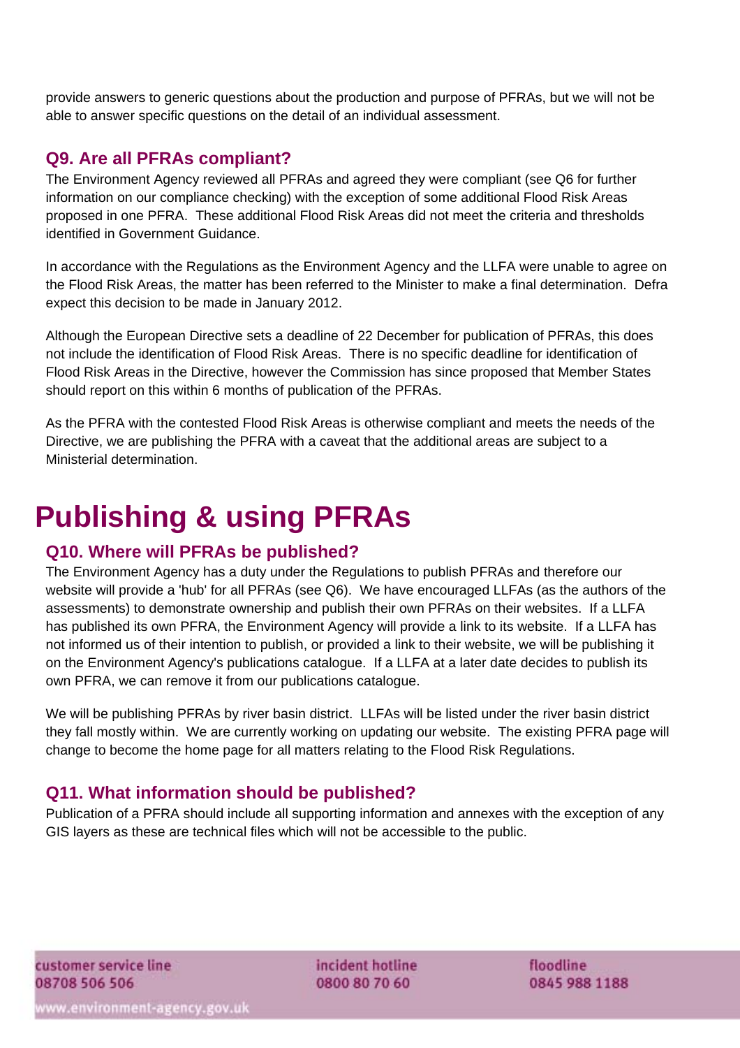provide answers to generic questions about the production and purpose of PFRAs, but we will not be able to answer specific questions on the detail of an individual assessment.

### Q9. Are all PFRAs compliant?

The Environment Agency reviewed all PFRAs and agreed they were compliant (see Q6 for further information on our compliance checking) with the exception of some additional Flood Risk Areas proposed in one PFRA. These additional Flood Risk Areas did not meet the criteria and thresholds identified in Government Guidance.

In accordance with the Regulations as the Environment Agency and the LLFA were unable to agree on the Flood Risk Areas, the matter has been referred to the Minister to make a final determination. Defra expect this decision to be made in January 2012.

Although the European Directive sets a deadline of 22 December for publication of PFRAs, this does not include the identification of Flood Risk Areas. There is no specific deadline for identification of Flood Risk Areas in the Directive, however the Commission has since proposed that Member States should report on this within 6 months of publication of the PFRAs.

As the PFRA with the contested Flood Risk Areas is otherwise compliant and meets the needs of the Directive, we are publishing the PFRA with a caveat that the additional areas are subject to a Ministerial determination.

## Publishing & using PFRAs

### Q10. Where will PFRAs be published?

The Environment Agency has a duty under the Regulations to publish PFRAs and therefore our website will provide a 'hub' for all PFRAs (see Q6). We have encouraged LLFAs (as the authors of the assessments) to demonstrate ownership and publish their own PFRAs on their websites. If a LLFA has published its own PFRA, the Environment Agency will provide a link to its website. If a LLFA has not informed us of their intention to publish, or provided a link to their website, we will be publishing it on the Environment Agency's publications catalogue. If a LLFA at a later date decides to publish its own PFRA, we can remove it from our publications catalogue.

We will be publishing PFRAs by river basin district. LLFAs will be listed under the river basin district they fall mostly within. We are currently working on updating our website. The existing PFRA page will change to become the home page for all matters relating to the Flood Risk Regulations.

### Q11. What information should be published?

Publication of a PFRA should include all supporting information and annexes with the exception of any GIS layers as these are technical files which will not be accessible to the public.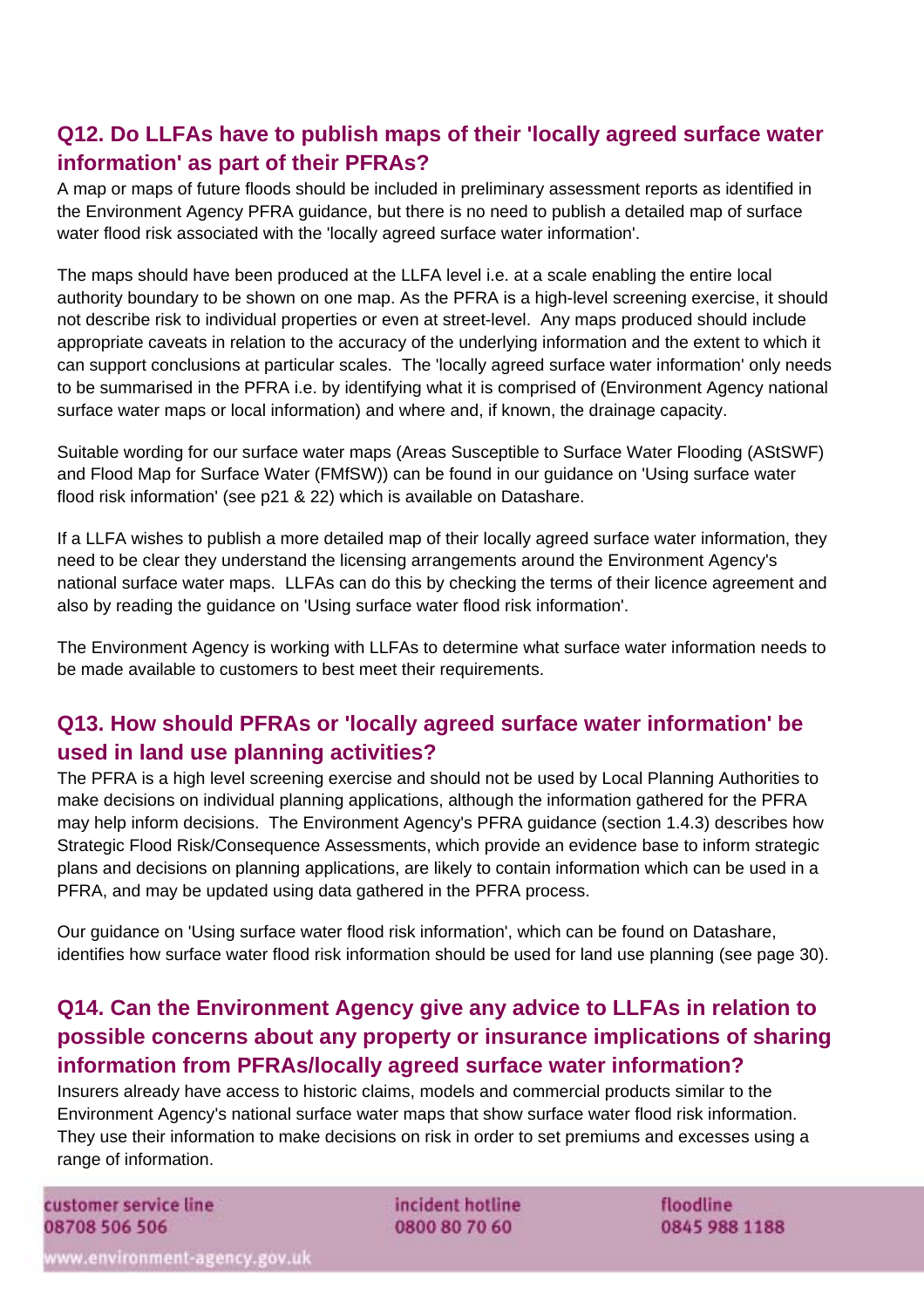## Q12. Do LLFAs have to publish maps of their 'locally agreed surface water information' as part of their PFRAs?

A map or maps of future floods should be included in preliminary assessment reports as identified in the Environment Agency PFRA guidance, but there is no need to publish a detailed map of surface water flood risk associated with the 'locally agreed surface water information'.

The maps should have been produced at the LLFA level i.e. at a scale enabling the entire local authority boundary to be shown on one map. As the PFRA is a high-level screening exercise, it should not describe risk to individual properties or even at street-level. Any maps produced should include appropriate caveats in relation to the accuracy of the underlying information and the extent to which it can support conclusions at particular scales. The 'locally agreed surface water information' only needs to be summarised in the PFRA i.e. by identifying what it is comprised of (Environment Agency national surface water maps or local information) and where and, if known, the drainage capacity.

Suitable wording for our surface water maps (Areas Susceptible to Surface Water Flooding (AStSWF) and Flood Map for Surface Water (FMfSW)) can be found in our guidance on 'Using surface water flood risk information' (see p21 & 22) which is available on Datashare.

If a LLFA wishes to publish a more detailed map of their locally agreed surface water information, they need to be clear they understand the licensing arrangements around the Environment Agency's national surface water maps. LLFAs can do this by checking the terms of their licence agreement and also by reading the guidance on 'Using surface water flood risk information'.

The Environment Agency is working with LLFAs to determine what surface water information needs to be made available to customers to best meet their requirements.

## Q13. How should PFRAs or 'locally agreed surface water information' be used in land use planning activities?

The PFRA is a high level screening exercise and should not be used by Local Planning Authorities to make decisions on individual planning applications, although the information gathered for the PFRA may help inform decisions. The Environment Agency's PFRA guidance (section 1.4.3) describes how Strategic Flood Risk/Consequence Assessments, which provide an evidence base to inform strategic plans and decisions on planning applications, are likely to contain information which can be used in a PFRA, and may be updated using data gathered in the PFRA process.

Our guidance on 'Using surface water flood risk information', which can be found on Datashare, identifies how surface water flood risk information should be used for land use planning (see page 30).

## Q14. Can the Environment Agency give any advice to LLFAs in relation to possible concerns about any property or insurance implications of sharing information from PFRAs/locally agreed surface water information?

Insurers already have access to historic claims, models and commercial products similar to the Environment Agency's national surface water maps that show surface water flood risk information. They use their information to make decisions on risk in order to set premiums and excesses using a range of information.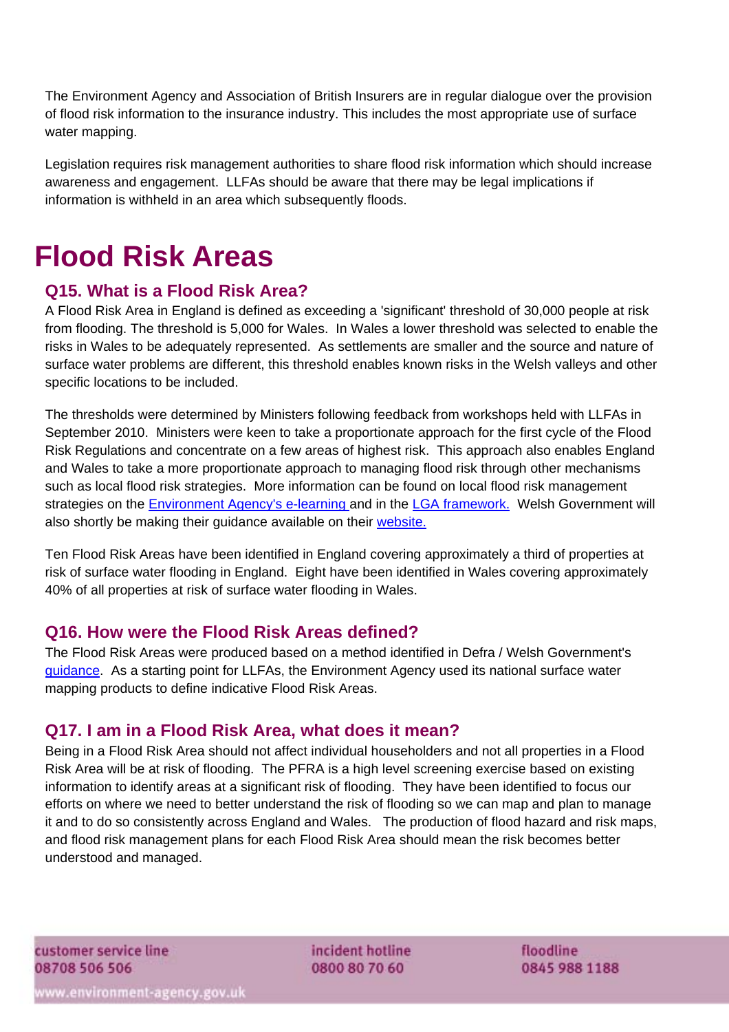The Environment Agency and Association of British Insurers are in regular dialogue over the provision of flood risk information to the insurance industry. This includes the most appropriate use of surface water mapping.

Legislation requires risk management authorities to share flood risk information which should increase awareness and engagement. LLFAs should be aware that there may be legal implications if information is withheld in an area which subsequently floods.

# Flood Risk Areas

## Q15. What is a Flood Risk Area?

A Flood Risk Area in England is defined as exceeding a 'significant' threshold of 30,000 people at risk from flooding. The threshold is 5,000 for Wales. In Wales a lower threshold was selected to enable the risks in Wales to be adequately represented. As settlements are smaller and the source and nature of surface water problems are different, this threshold enables known risks in the Welsh valleys and other specific locations to be included.

The thresholds were determined by Ministers following feedback from workshops held with LLFAs in September 2010. Ministers were keen to take a proportionate approach for the first cycle of the Flood Risk Regulations and concentrate on a few areas of highest risk. This approach also enables England and Wales to take a more proportionate approach to managing flood risk through other mechanisms such as local flood risk strategies. More information can be found on local flood risk management strategies on the Environment Agency's e-learning and in the LGA framework. Welsh Government will also shortly be making their guidance available on their website.

Ten Flood Risk Areas have been identified in England covering approximately a third of properties at risk of surface water flooding in England. Eight have been identified in Wales covering approximately 40% of all properties at risk of surface water flooding in Wales.

## Q16. How were the Flood Risk Areas defined?

The Flood Risk Areas were produced based on a method identified in Defra / Welsh Government's guidance. As a starting point for LLFAs, the Environment Agency used its national surface water mapping products to define indicative Flood Risk Areas.

## Q17. I am in a Flood Risk Area, what does it mean?

Being in a Flood Risk Area should not affect individual householders and not all properties in a Flood Risk Area will be at risk of flooding. The PFRA is a high level screening exercise based on existing information to identify areas at a significant risk of flooding. They have been identified to focus our efforts on where we need to better understand the risk of flooding so we can map and plan to manage it and to do so consistently across England and Wales. The production of flood hazard and risk maps, and flood risk management plans for each Flood Risk Area should mean the risk becomes better understood and managed.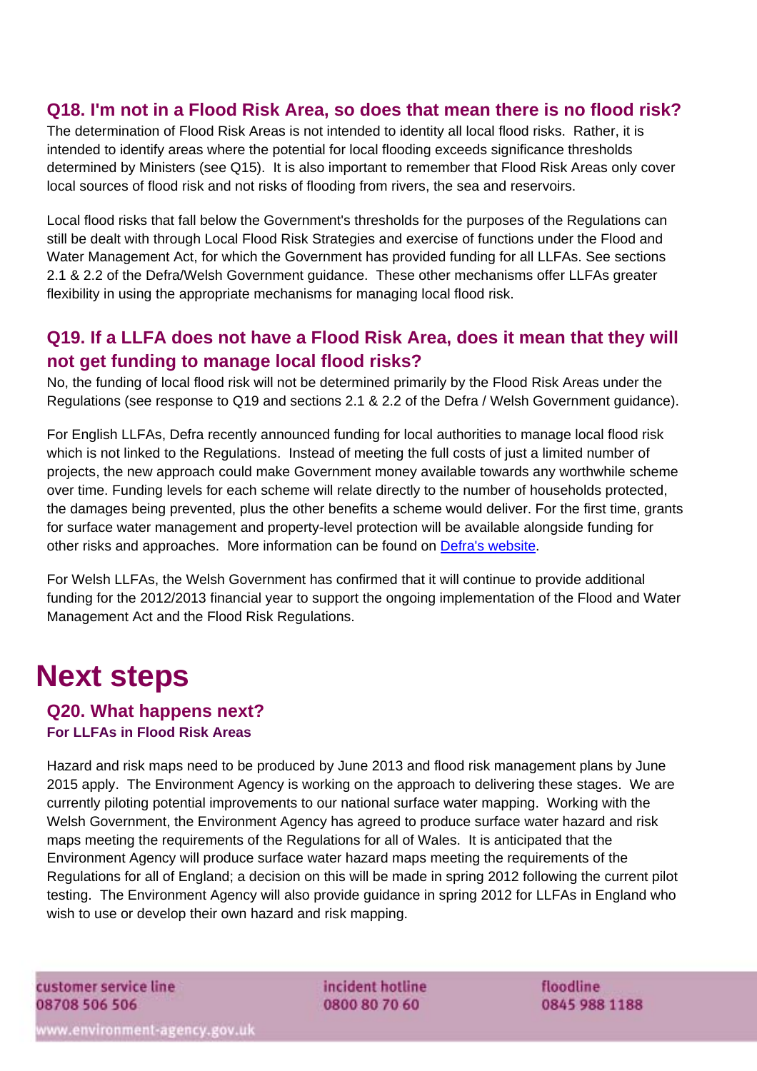### Q18. I'm not in a Flood Risk Area, so does that mean there is no flood risk?

The determination of Flood Risk Areas is not intended to identity all local flood risks. Rather, it is intended to identify areas where the potential for local flooding exceeds significance thresholds determined by Ministers (see Q15). It is also important to remember that Flood Risk Areas only cover local sources of flood risk and not risks of flooding from rivers, the sea and reservoirs.

Local flood risks that fall below the Government's thresholds for the purposes of the Regulations can still be dealt with through Local Flood Risk Strategies and exercise of functions under the Flood and Water Management Act, for which the Government has provided funding for all LLFAs. See sections 2.1 & 2.2 of the Defra/Welsh Government guidance. These other mechanisms offer LLFAs greater flexibility in using the appropriate mechanisms for managing local flood risk.

### Q19. If a LLFA does not have a Flood Risk Area, does it mean that they will not get funding to manage local flood risks?

No, the funding of local flood risk will not be determined primarily by the Flood Risk Areas under the Regulations (see response to Q19 and sections 2.1 & 2.2 of the Defra / Welsh Government guidance).

For English LLFAs, Defra recently announced funding for local authorities to manage local flood risk which is not linked to the Regulations. Instead of meeting the full costs of just a limited number of projects, the new approach could make Government money available towards any worthwhile scheme over time. Funding levels for each scheme will relate directly to the number of households protected, the damages being prevented, plus the other benefits a scheme would deliver. For the first time, grants for surface water management and property-level protection will be available alongside funding for other risks and approaches. More information can be found on Defra's website.

For Welsh LLFAs, the Welsh Government has confirmed that it will continue to provide additional funding for the 2012/2013 financial year to support the ongoing implementation of the Flood and Water Management Act and the Flood Risk Regulations.

# Next steps

### Q20. What happens next?

**For LLFAs in Flood Risk Areas**

Hazard and risk maps need to be produced by June 2013 and flood risk management plans by June 2015 apply. The Environment Agency is working on the approach to delivering these stages. We are currently piloting potential improvements to our national surface water mapping. Working with the Welsh Government, the Environment Agency has agreed to produce surface water hazard and risk maps meeting the requirements of the Regulations for all of Wales. It is anticipated that the Environment Agency will produce surface water hazard maps meeting the requirements of the Regulations for all of England; a decision on this will be made in spring 2012 following the current pilot testing. The Environment Agency will also provide guidance in spring 2012 for LLFAs in England who wish to use or develop their own hazard and risk mapping.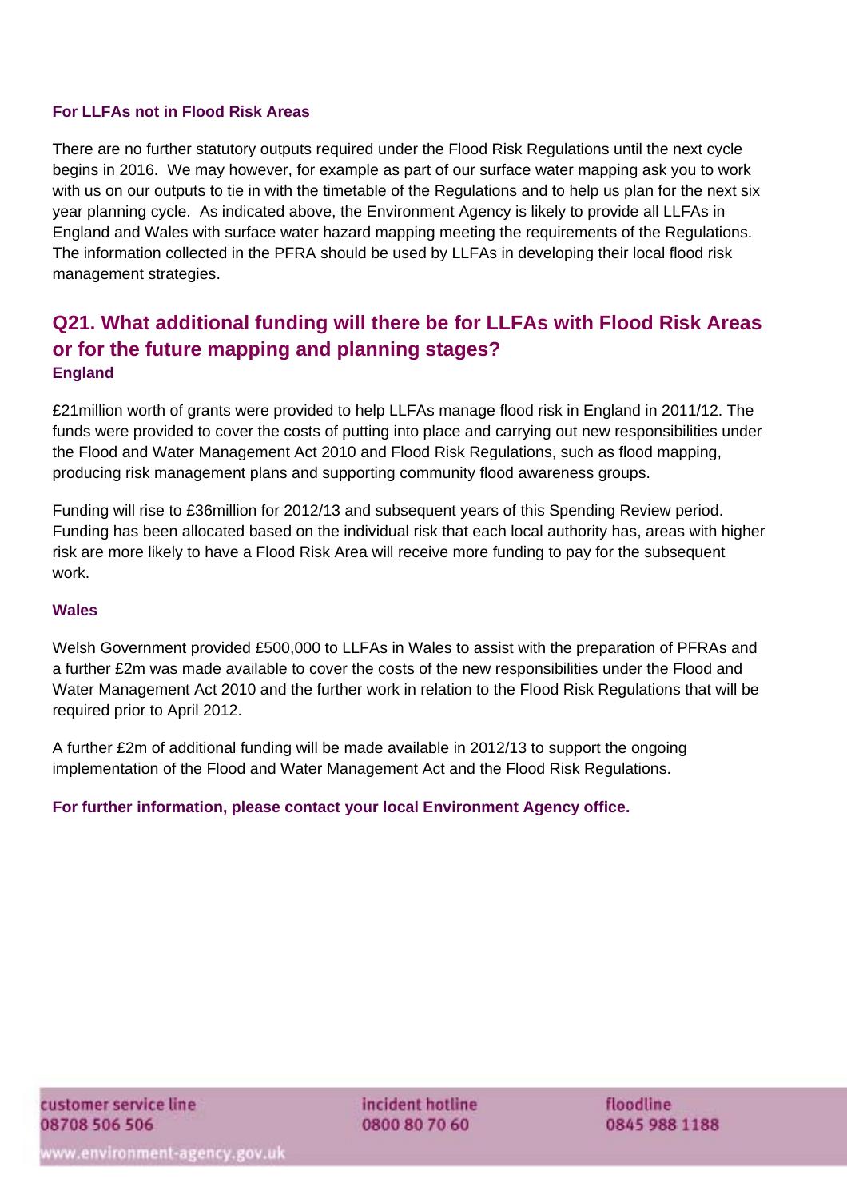### For LLFAs not in Flood Risk Areas

There are no further statutory outputs required under the Flood Risk Regulations until the next cycle begins in 2016. We may however, for example as part of our surface water mapping ask you to work with us on our outputs to tie in with the timetable of the Regulations and to help us plan for the next six year planning cycle. As indicated above, the Environment Agency is likely to provide all LLFAs in England and Wales with surface water hazard mapping meeting the requirements of the Regulations. The information collected in the PFRA should be used by LLFAs in developing their local flood risk management strategies.

## Q21. What additional funding will there be for LLFAs with Flood Risk Areas or for the future mapping and planning stages?

### England

£21million worth of grants were provided to help LLFAs manage flood risk in England in 2011/12. The funds were provided to cover the costs of putting into place and carrying out new responsibilities under the Flood and Water Management Act 2010 and Flood Risk Regulations, such as flood mapping, producing risk management plans and supporting community flood awareness groups.

Funding will rise to £36million for 2012/13 and subsequent years of this Spending Review period. Funding has been allocated based on the individual risk that each local authority has, areas with higher risk are more likely to have a Flood Risk Area will receive more funding to pay for the subsequent work.

### Wales

Welsh Government provided £500,000 to LLFAs in Wales to assist with the preparation of PFRAs and a further £2m was made available to cover the costs of the new responsibilities under the Flood and Water Management Act 2010 and the further work in relation to the Flood Risk Regulations that will be required prior to April 2012.

A further £2m of additional funding will be made available in 2012/13 to support the ongoing implementation of the Flood and Water Management Act and the Flood Risk Regulations.

**For further information, please contact your local Environment Agency office.**